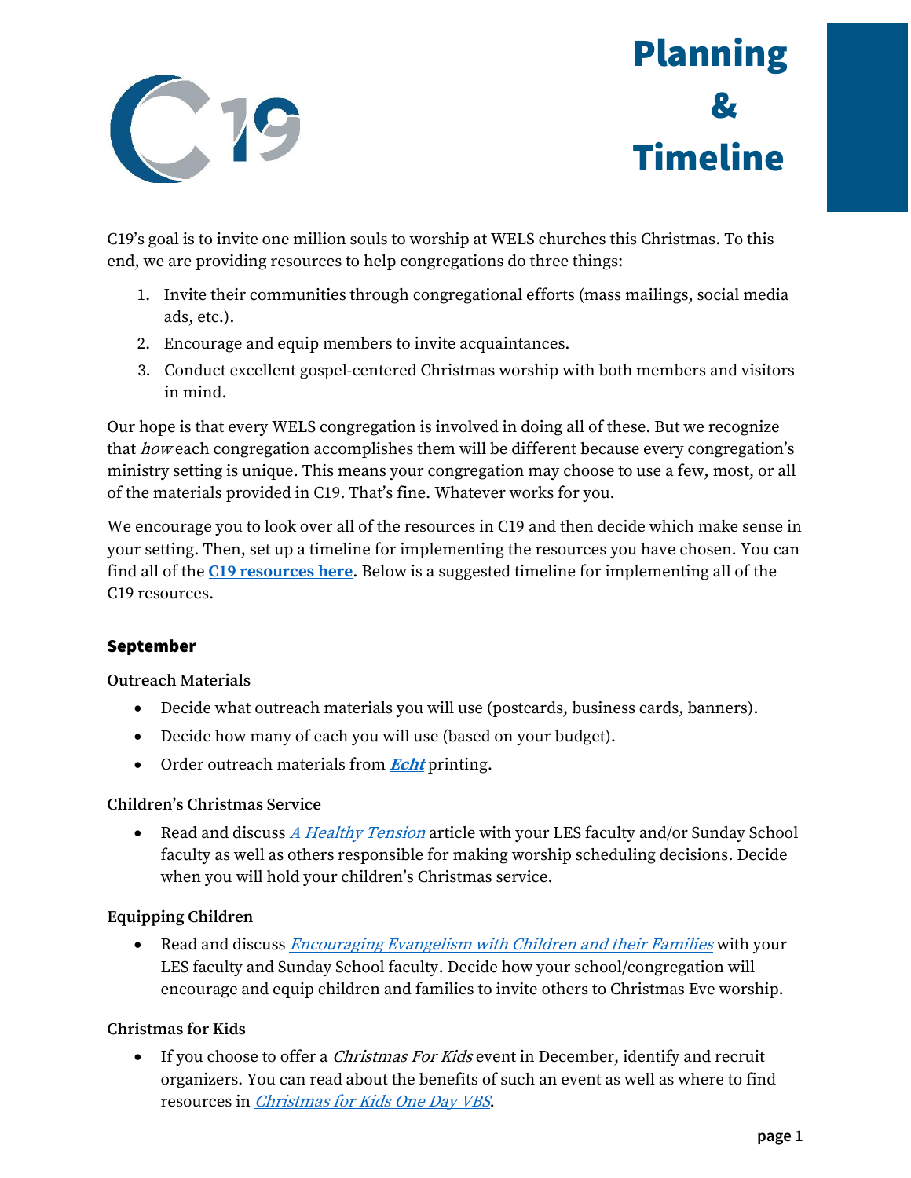# Planning & Timeline

C19's goal is to invite one million souls to worship at WELS churches this Christmas. To this end, we are providing resources to help congregations do three things:

1. Invite their communities through congregational efforts (mass mailings, social media ads, etc.).
2. Encourage and equip members to invite acquaintances.
3. Conduct excellent gospel-centered Christmas worship with both members and visitors in mind.

Our hope is that every WELS congregation is involved in doing all of these. But we recognize that *how* each congregation accomplishes them will be different because every congregation's ministry setting is unique. This means your congregation may choose to use a few, most, or all of the materials provided in C19. That's fine. Whatever works for you.

We encourage you to look over all of the resources in C19 and then decide which make sense in your setting. Then, set up a timeline for implementing the resources you have chosen. You can find all of the **C19 resources here**. Below is a suggested timeline for implementing all of the C19 resources.

## September

### Outreach Materials

- Decide what outreach materials you will use (postcards, business cards, banners).
- Decide how many of each you will use (based on your budget).
- Order outreach materials from ***Echt*** printing.

### Children's Christmas Service

- Read and discuss *A Healthy Tension* article with your LES faculty and/or Sunday School faculty as well as others responsible for making worship scheduling decisions. Decide when you will hold your children's Christmas service.

### Equipping Children

- Read and discuss *Encouraging Evangelism with Children and their Families* with your LES faculty and Sunday School faculty. Decide how your school/congregation will encourage and equip children and families to invite others to Christmas Eve worship.

### Christmas for Kids

- If you choose to offer a *Christmas For Kids* event in December, identify and recruit organizers. You can read about the benefits of such an event as well as where to find resources in *Christmas for Kids One Day VBS*.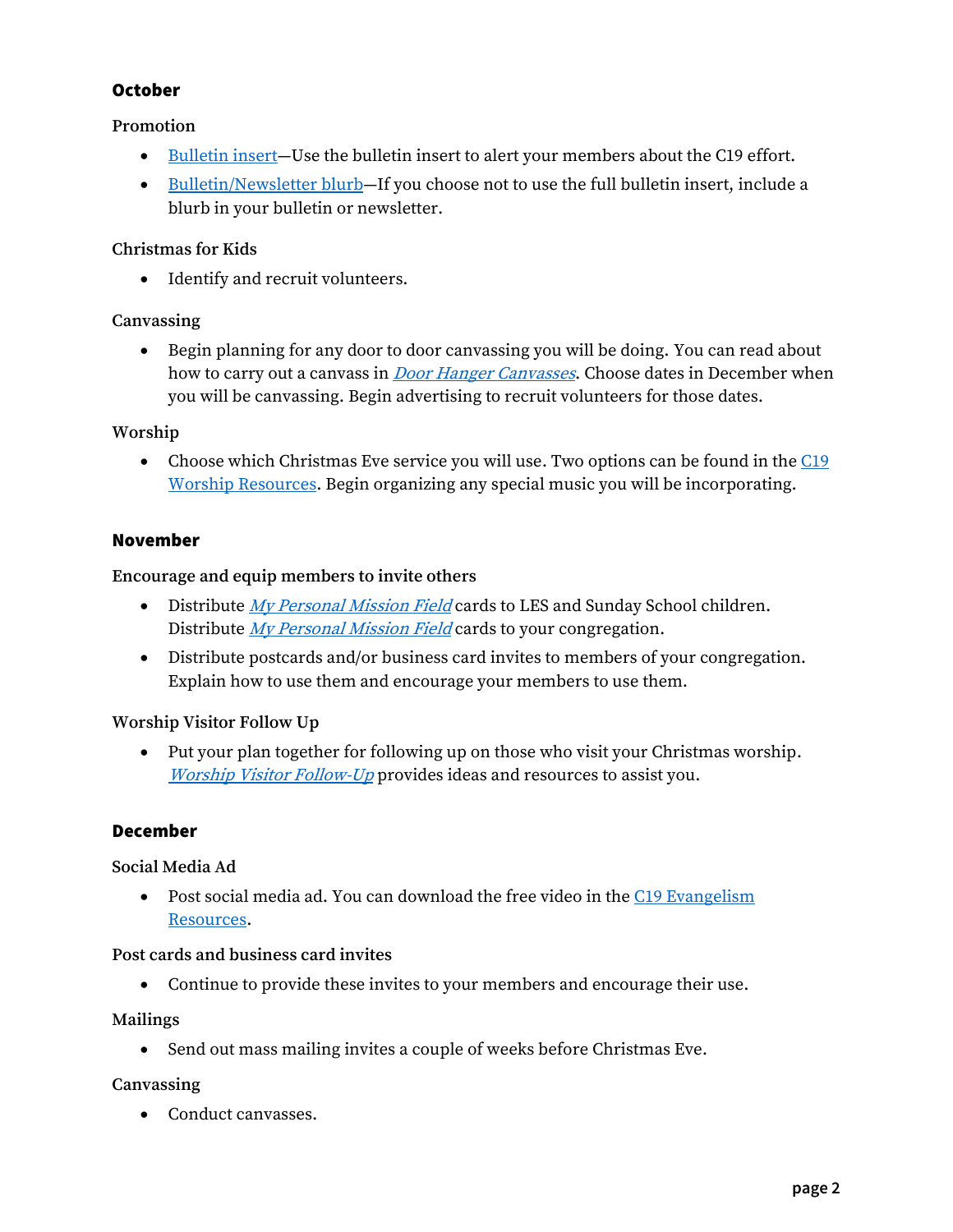## October

### Promotion

- Bulletin insert—Use the bulletin insert to alert your members about the C19 effort.
- Bulletin/Newsletter blurb—If you choose not to use the full bulletin insert, include a blurb in your bulletin or newsletter.

### Christmas for Kids

- Identify and recruit volunteers.

### Canvassing

- Begin planning for any door to door canvassing you will be doing. You can read about how to carry out a canvass in *Door Hanger Canvasses*. Choose dates in December when you will be canvassing. Begin advertising to recruit volunteers for those dates.

### Worship

- Choose which Christmas Eve service you will use. Two options can be found in the C19 Worship Resources. Begin organizing any special music you will be incorporating.

## November

### Encourage and equip members to invite others

- Distribute *My Personal Mission Field* cards to LES and Sunday School children. Distribute *My Personal Mission Field* cards to your congregation.
- Distribute postcards and/or business card invites to members of your congregation. Explain how to use them and encourage your members to use them.

### Worship Visitor Follow Up

- Put your plan together for following up on those who visit your Christmas worship. *Worship Visitor Follow-Up* provides ideas and resources to assist you.

## December

### Social Media Ad

- Post social media ad. You can download the free video in the C19 Evangelism Resources.

### Post cards and business card invites

- Continue to provide these invites to your members and encourage their use.

### Mailings

- Send out mass mailing invites a couple of weeks before Christmas Eve.

### Canvassing

- Conduct canvasses.